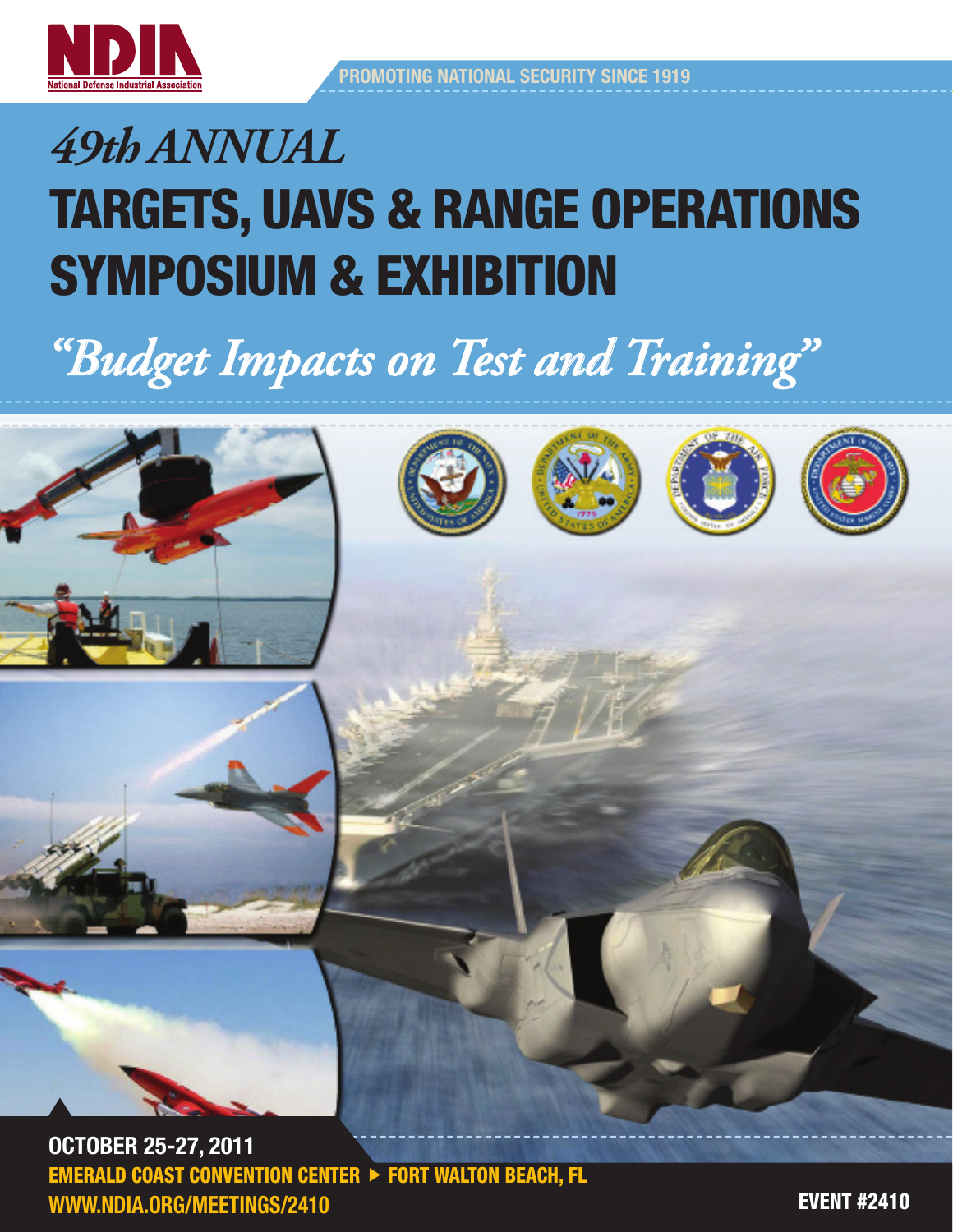NDIA
National Defense Industrial Association

PROMOTING NATIONAL SECURITY SINCE 1919

# *49th ANNUAL*
# TARGETS, UAVS & RANGE OPERATIONS SYMPOSIUM & EXHIBITION

## *"Budget Impacts on Test and Training"*

**OCTOBER 25-27, 2011**

**EMERALD COAST CONVENTION CENTER ▶ FORT WALTON BEACH, FL**

**WWW.NDIA.ORG/MEETINGS/2410**

**EVENT #2410**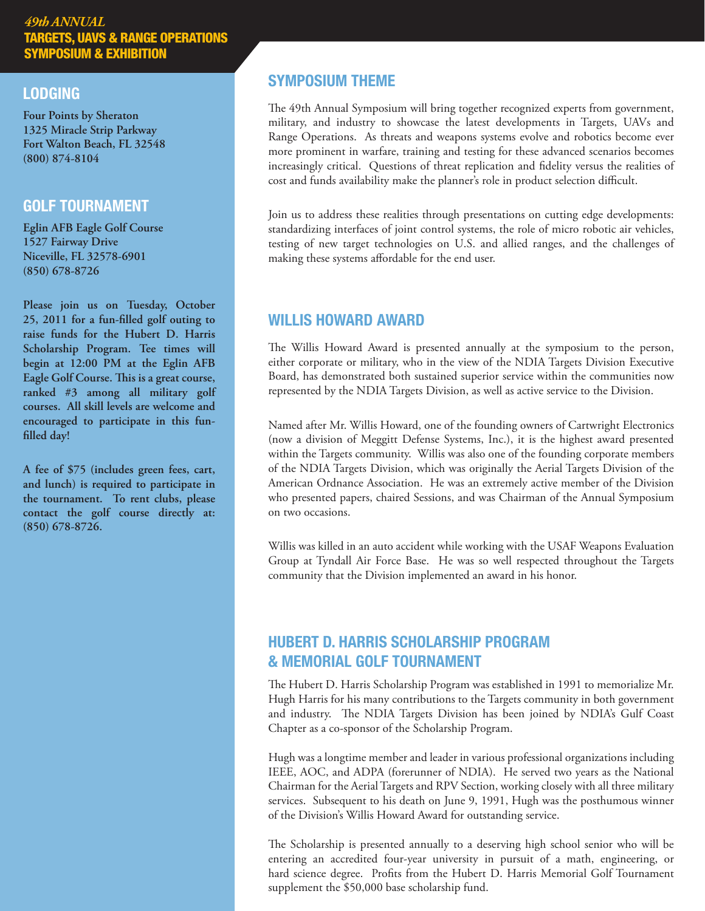## LODGING

**Four Points by Sheraton**
**1325 Miracle Strip Parkway**
**Fort Walton Beach, FL 32548**
**(800) 874-8104**

## GOLF TOURNAMENT

**Eglin AFB Eagle Golf Course**
**1527 Fairway Drive**
**Niceville, FL 32578-6901**
**(850) 678-8726**

**Please join us on Tuesday, October 25, 2011 for a fun-filled golf outing to raise funds for the Hubert D. Harris Scholarship Program. Tee times will begin at 12:00 PM at the Eglin AFB Eagle Golf Course. This is a great course, ranked #3 among all military golf courses. All skill levels are welcome and encouraged to participate in this fun-filled day!**

**A fee of $75 (includes green fees, cart, and lunch) is required to participate in the tournament. To rent clubs, please contact the golf course directly at: (850) 678-8726.**

## SYMPOSIUM THEME

The 49th Annual Symposium will bring together recognized experts from government, military, and industry to showcase the latest developments in Targets, UAVs and Range Operations. As threats and weapons systems evolve and robotics become ever more prominent in warfare, training and testing for these advanced scenarios becomes increasingly critical. Questions of threat replication and fidelity versus the realities of cost and funds availability make the planner's role in product selection difficult.

Join us to address these realities through presentations on cutting edge developments: standardizing interfaces of joint control systems, the role of micro robotic air vehicles, testing of new target technologies on U.S. and allied ranges, and the challenges of making these systems affordable for the end user.

## WILLIS HOWARD AWARD

The Willis Howard Award is presented annually at the symposium to the person, either corporate or military, who in the view of the NDIA Targets Division Executive Board, has demonstrated both sustained superior service within the communities now represented by the NDIA Targets Division, as well as active service to the Division.

Named after Mr. Willis Howard, one of the founding owners of Cartwright Electronics (now a division of Meggitt Defense Systems, Inc.), it is the highest award presented within the Targets community. Willis was also one of the founding corporate members of the NDIA Targets Division, which was originally the Aerial Targets Division of the American Ordnance Association. He was an extremely active member of the Division who presented papers, chaired Sessions, and was Chairman of the Annual Symposium on two occasions.

Willis was killed in an auto accident while working with the USAF Weapons Evaluation Group at Tyndall Air Force Base. He was so well respected throughout the Targets community that the Division implemented an award in his honor.

## HUBERT D. HARRIS SCHOLARSHIP PROGRAM & MEMORIAL GOLF TOURNAMENT

The Hubert D. Harris Scholarship Program was established in 1991 to memorialize Mr. Hugh Harris for his many contributions to the Targets community in both government and industry. The NDIA Targets Division has been joined by NDIA's Gulf Coast Chapter as a co-sponsor of the Scholarship Program.

Hugh was a longtime member and leader in various professional organizations including IEEE, AOC, and ADPA (forerunner of NDIA). He served two years as the National Chairman for the Aerial Targets and RPV Section, working closely with all three military services. Subsequent to his death on June 9, 1991, Hugh was the posthumous winner of the Division's Willis Howard Award for outstanding service.

The Scholarship is presented annually to a deserving high school senior who will be entering an accredited four-year university in pursuit of a math, engineering, or hard science degree. Profits from the Hubert D. Harris Memorial Golf Tournament supplement the $50,000 base scholarship fund.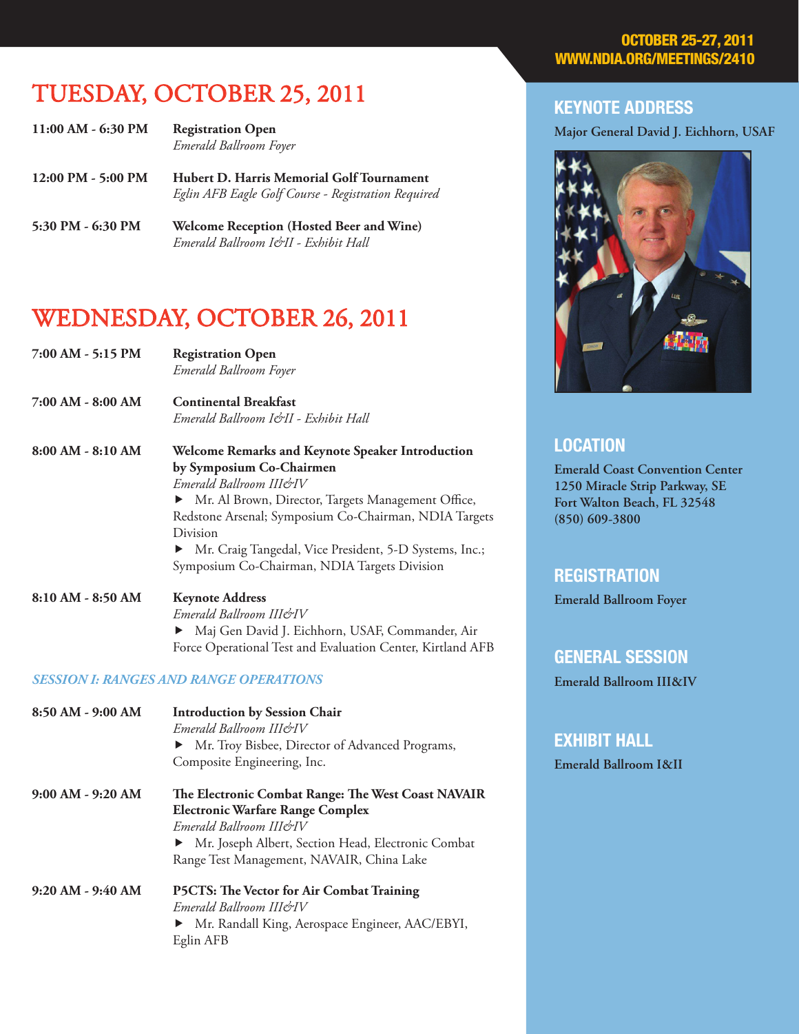OCTOBER 25-27, 2011
WWW.NDIA.ORG/MEETINGS/2410

# TUESDAY, OCTOBER 25, 2011

**11:00 AM - 6:30 PM** — **Registration Open**
*Emerald Ballroom Foyer*

**12:00 PM - 5:00 PM** — **Hubert D. Harris Memorial Golf Tournament**
*Eglin AFB Eagle Golf Course - Registration Required*

**5:30 PM - 6:30 PM** — **Welcome Reception (Hosted Beer and Wine)**
*Emerald Ballroom I&II - Exhibit Hall*

# WEDNESDAY, OCTOBER 26, 2011

**7:00 AM - 5:15 PM** — **Registration Open**
*Emerald Ballroom Foyer*

**7:00 AM - 8:00 AM** — **Continental Breakfast**
*Emerald Ballroom I&II - Exhibit Hall*

**8:00 AM - 8:10 AM** — **Welcome Remarks and Keynote Speaker Introduction by Symposium Co-Chairmen**
*Emerald Ballroom III&IV*
- Mr. Al Brown, Director, Targets Management Office, Redstone Arsenal; Symposium Co-Chairman, NDIA Targets Division
- Mr. Craig Tangedal, Vice President, 5-D Systems, Inc.; Symposium Co-Chairman, NDIA Targets Division

**8:10 AM - 8:50 AM** — **Keynote Address**
*Emerald Ballroom III&IV*
- Maj Gen David J. Eichhorn, USAF, Commander, Air Force Operational Test and Evaluation Center, Kirtland AFB

### *SESSION I: RANGES AND RANGE OPERATIONS*

**8:50 AM - 9:00 AM** — **Introduction by Session Chair**
*Emerald Ballroom III&IV*
- Mr. Troy Bisbee, Director of Advanced Programs, Composite Engineering, Inc.

**9:00 AM - 9:20 AM** — **The Electronic Combat Range: The West Coast NAVAIR Electronic Warfare Range Complex**
*Emerald Ballroom III&IV*
- Mr. Joseph Albert, Section Head, Electronic Combat Range Test Management, NAVAIR, China Lake

**9:20 AM - 9:40 AM** — **P5CTS: The Vector for Air Combat Training**
*Emerald Ballroom III&IV*
- Mr. Randall King, Aerospace Engineer, AAC/EBYI, Eglin AFB

## KEYNOTE ADDRESS

**Major General David J. Eichhorn, USAF**

## LOCATION

**Emerald Coast Convention Center**
**1250 Miracle Strip Parkway, SE**
**Fort Walton Beach, FL 32548**
**(850) 609-3800**

## REGISTRATION

**Emerald Ballroom Foyer**

## GENERAL SESSION

**Emerald Ballroom III&IV**

## EXHIBIT HALL

**Emerald Ballroom I&II**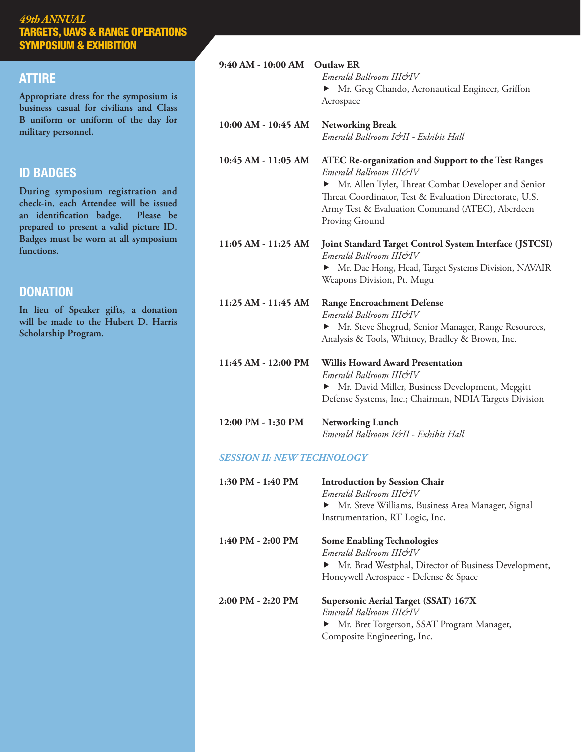## ATTIRE

**Appropriate dress for the symposium is business casual for civilians and Class B uniform or uniform of the day for military personnel.**

## ID BADGES

**During symposium registration and check-in, each Attendee will be issued an identification badge. Please be prepared to present a valid picture ID. Badges must be worn at all symposium functions.**

## DONATION

**In lieu of Speaker gifts, a donation will be made to the Hubert D. Harris Scholarship Program.**

**9:40 AM - 10:00 AM** **Outlaw ER**
*Emerald Ballroom III&IV*
▶ Mr. Greg Chando, Aeronautical Engineer, Griffon Aerospace

**10:00 AM - 10:45 AM** **Networking Break**
*Emerald Ballroom I&II - Exhibit Hall*

**10:45 AM - 11:05 AM** **ATEC Re-organization and Support to the Test Ranges**
*Emerald Ballroom III&IV*
▶ Mr. Allen Tyler, Threat Combat Developer and Senior Threat Coordinator, Test & Evaluation Directorate, U.S. Army Test & Evaluation Command (ATEC), Aberdeen Proving Ground

**11:05 AM - 11:25 AM** **Joint Standard Target Control System Interface (JSTCSI)**
*Emerald Ballroom III&IV*
▶ Mr. Dae Hong, Head, Target Systems Division, NAVAIR Weapons Division, Pt. Mugu

**11:25 AM - 11:45 AM** **Range Encroachment Defense**
*Emerald Ballroom III&IV*
▶ Mr. Steve Shegrud, Senior Manager, Range Resources, Analysis & Tools, Whitney, Bradley & Brown, Inc.

**11:45 AM - 12:00 PM** **Willis Howard Award Presentation**
*Emerald Ballroom III&IV*
▶ Mr. David Miller, Business Development, Meggitt Defense Systems, Inc.; Chairman, NDIA Targets Division

**12:00 PM - 1:30 PM** **Networking Lunch**
*Emerald Ballroom I&II - Exhibit Hall*

### *SESSION II: NEW TECHNOLOGY*

**1:30 PM - 1:40 PM** **Introduction by Session Chair**
*Emerald Ballroom III&IV*
▶ Mr. Steve Williams, Business Area Manager, Signal Instrumentation, RT Logic, Inc.

**1:40 PM - 2:00 PM** **Some Enabling Technologies**
*Emerald Ballroom III&IV*
▶ Mr. Brad Westphal, Director of Business Development, Honeywell Aerospace - Defense & Space

**2:00 PM - 2:20 PM** **Supersonic Aerial Target (SSAT) 167X**
*Emerald Ballroom III&IV*
▶ Mr. Bret Torgerson, SSAT Program Manager, Composite Engineering, Inc.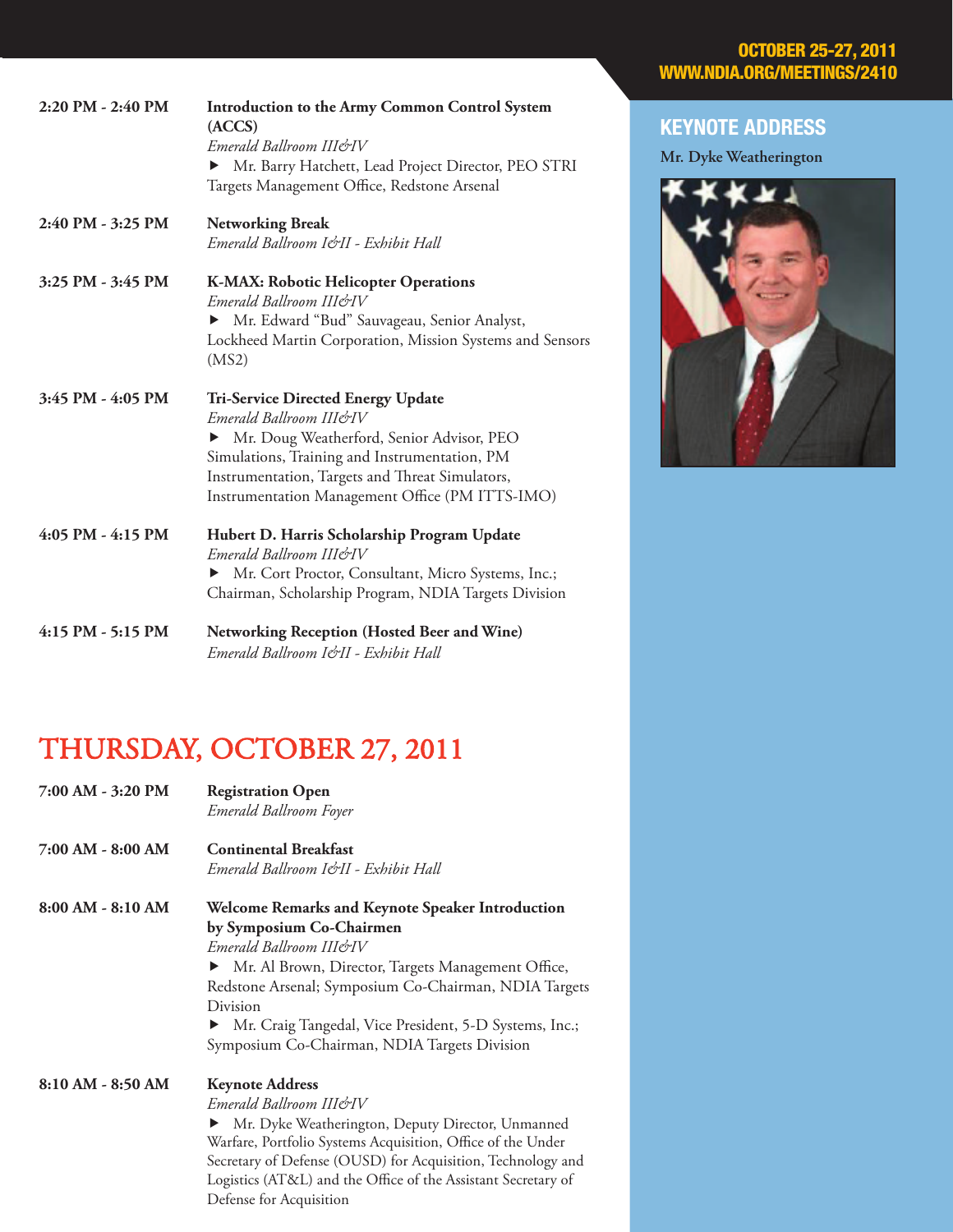**2:20 PM - 2:40 PM** — **Introduction to the Army Common Control System (ACCS)**
*Emerald Ballroom III&IV*
▶ Mr. Barry Hatchett, Lead Project Director, PEO STRI Targets Management Office, Redstone Arsenal

**2:40 PM - 3:25 PM** — **Networking Break**
*Emerald Ballroom I&II - Exhibit Hall*

**3:25 PM - 3:45 PM** — **K-MAX: Robotic Helicopter Operations**
*Emerald Ballroom III&IV*
▶ Mr. Edward "Bud" Sauvageau, Senior Analyst, Lockheed Martin Corporation, Mission Systems and Sensors (MS2)

**3:45 PM - 4:05 PM** — **Tri-Service Directed Energy Update**
*Emerald Ballroom III&IV*
▶ Mr. Doug Weatherford, Senior Advisor, PEO Simulations, Training and Instrumentation, PM Instrumentation, Targets and Threat Simulators, Instrumentation Management Office (PM ITTS-IMO)

**4:05 PM - 4:15 PM** — **Hubert D. Harris Scholarship Program Update**
*Emerald Ballroom III&IV*
▶ Mr. Cort Proctor, Consultant, Micro Systems, Inc.; Chairman, Scholarship Program, NDIA Targets Division

**4:15 PM - 5:15 PM** — **Networking Reception (Hosted Beer and Wine)**
*Emerald Ballroom I&II - Exhibit Hall*

## THURSDAY, OCTOBER 27, 2011

**7:00 AM - 3:20 PM** — **Registration Open**
*Emerald Ballroom Foyer*

**7:00 AM - 8:00 AM** — **Continental Breakfast**
*Emerald Ballroom I&II - Exhibit Hall*

**8:00 AM - 8:10 AM** — **Welcome Remarks and Keynote Speaker Introduction by Symposium Co-Chairmen**
*Emerald Ballroom III&IV*
▶ Mr. Al Brown, Director, Targets Management Office, Redstone Arsenal; Symposium Co-Chairman, NDIA Targets Division
▶ Mr. Craig Tangedal, Vice President, 5-D Systems, Inc.; Symposium Co-Chairman, NDIA Targets Division

**8:10 AM - 8:50 AM** — **Keynote Address**
*Emerald Ballroom III&IV*
▶ Mr. Dyke Weatherington, Deputy Director, Unmanned Warfare, Portfolio Systems Acquisition, Office of the Under Secretary of Defense (OUSD) for Acquisition, Technology and Logistics (AT&L) and the Office of the Assistant Secretary of Defense for Acquisition

## KEYNOTE ADDRESS

**Mr. Dyke Weatherington**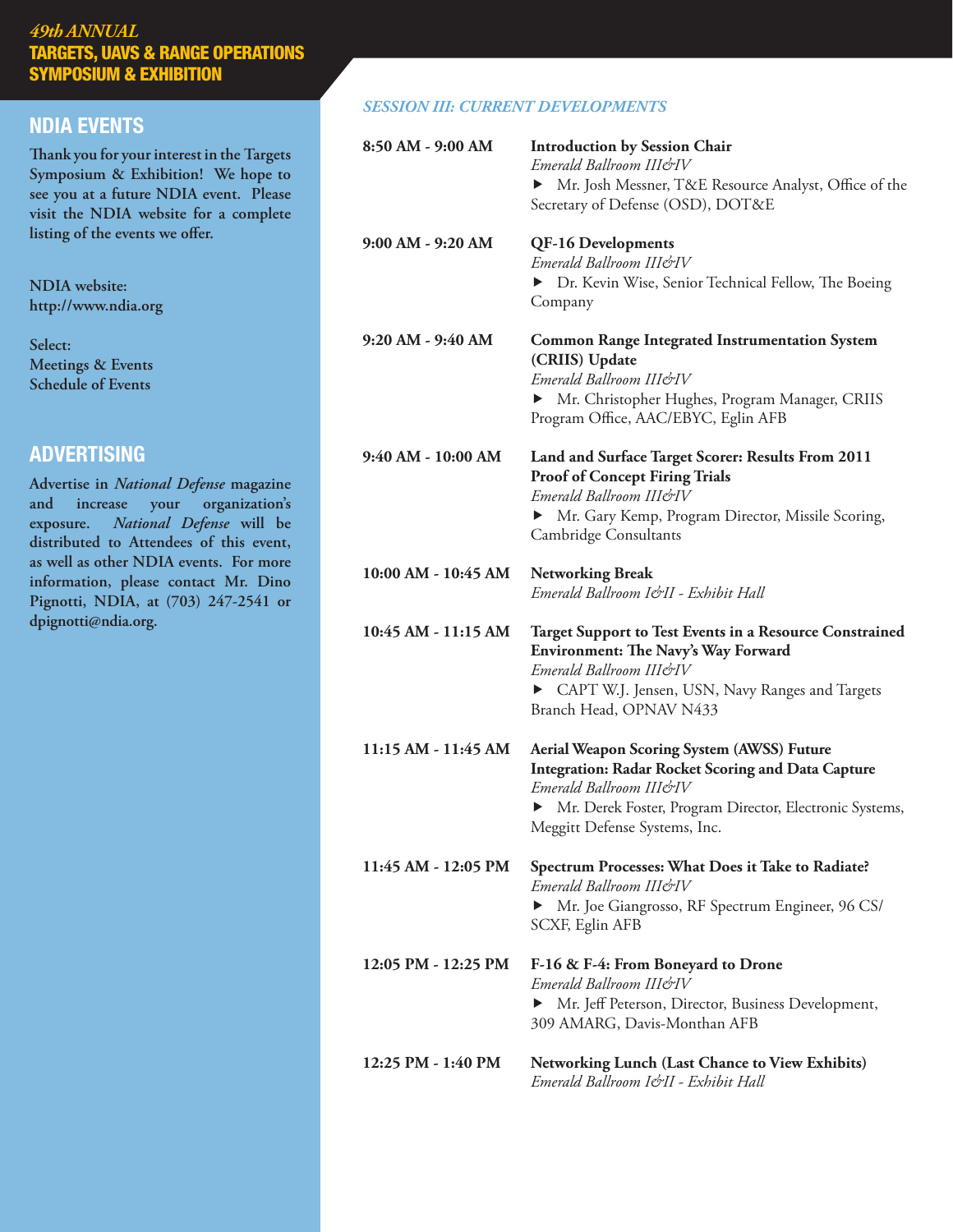## NDIA EVENTS

**Thank you for your interest in the Targets Symposium & Exhibition! We hope to see you at a future NDIA event. Please visit the NDIA website for a complete listing of the events we offer.**

**NDIA website:**
**http://www.ndia.org**

**Select:**
**Meetings & Events**
**Schedule of Events**

## ADVERTISING

**Advertise in *National Defense* magazine and increase your organization's exposure. *National Defense* will be distributed to Attendees of this event, as well as other NDIA events. For more information, please contact Mr. Dino Pignotti, NDIA, at (703) 247-2541 or dpignotti@ndia.org.**

### *SESSION III: CURRENT DEVELOPMENTS*

**8:50 AM - 9:00 AM** — **Introduction by Session Chair**
*Emerald Ballroom III&IV*
▶ Mr. Josh Messner, T&E Resource Analyst, Office of the Secretary of Defense (OSD), DOT&E

**9:00 AM - 9:20 AM** — **QF-16 Developments**
*Emerald Ballroom III&IV*
▶ Dr. Kevin Wise, Senior Technical Fellow, The Boeing Company

**9:20 AM - 9:40 AM** — **Common Range Integrated Instrumentation System (CRIIS) Update**
*Emerald Ballroom III&IV*
▶ Mr. Christopher Hughes, Program Manager, CRIIS Program Office, AAC/EBYC, Eglin AFB

**9:40 AM - 10:00 AM** — **Land and Surface Target Scorer: Results From 2011 Proof of Concept Firing Trials**
*Emerald Ballroom III&IV*
▶ Mr. Gary Kemp, Program Director, Missile Scoring, Cambridge Consultants

**10:00 AM - 10:45 AM** — **Networking Break**
*Emerald Ballroom I&II - Exhibit Hall*

**10:45 AM - 11:15 AM** — **Target Support to Test Events in a Resource Constrained Environment: The Navy's Way Forward**
*Emerald Ballroom III&IV*
▶ CAPT W.J. Jensen, USN, Navy Ranges and Targets Branch Head, OPNAV N433

**11:15 AM - 11:45 AM** — **Aerial Weapon Scoring System (AWSS) Future Integration: Radar Rocket Scoring and Data Capture**
*Emerald Ballroom III&IV*
▶ Mr. Derek Foster, Program Director, Electronic Systems, Meggitt Defense Systems, Inc.

**11:45 AM - 12:05 PM** — **Spectrum Processes: What Does it Take to Radiate?**
*Emerald Ballroom III&IV*
▶ Mr. Joe Giangrosso, RF Spectrum Engineer, 96 CS/SCXF, Eglin AFB

**12:05 PM - 12:25 PM** — **F-16 & F-4: From Boneyard to Drone**
*Emerald Ballroom III&IV*
▶ Mr. Jeff Peterson, Director, Business Development, 309 AMARG, Davis-Monthan AFB

**12:25 PM - 1:40 PM** — **Networking Lunch (Last Chance to View Exhibits)**
*Emerald Ballroom I&II - Exhibit Hall*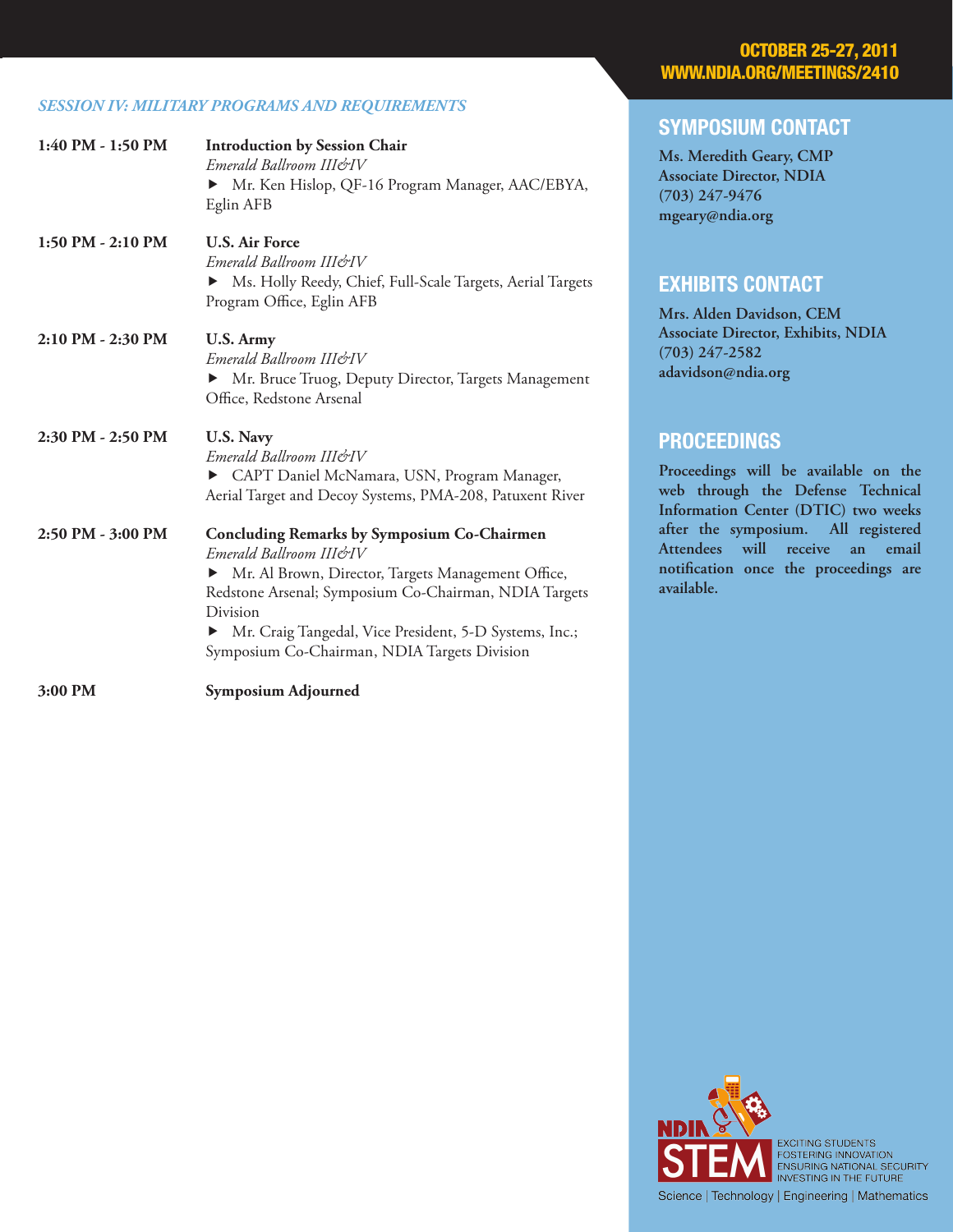OCTOBER 25-27, 2011
WWW.NDIA.ORG/MEETINGS/2410

*SESSION IV: MILITARY PROGRAMS AND REQUIREMENTS*

**1:40 PM - 1:50 PM** — **Introduction by Session Chair**
*Emerald Ballroom III&IV*
▶ Mr. Ken Hislop, QF-16 Program Manager, AAC/EBYA, Eglin AFB

**1:50 PM - 2:10 PM** — **U.S. Air Force**
*Emerald Ballroom III&IV*
▶ Ms. Holly Reedy, Chief, Full-Scale Targets, Aerial Targets Program Office, Eglin AFB

**2:10 PM - 2:30 PM** — **U.S. Army**
*Emerald Ballroom III&IV*
▶ Mr. Bruce Truog, Deputy Director, Targets Management Office, Redstone Arsenal

**2:30 PM - 2:50 PM** — **U.S. Navy**
*Emerald Ballroom III&IV*
▶ CAPT Daniel McNamara, USN, Program Manager, Aerial Target and Decoy Systems, PMA-208, Patuxent River

**2:50 PM - 3:00 PM** — **Concluding Remarks by Symposium Co-Chairmen**
*Emerald Ballroom III&IV*
▶ Mr. Al Brown, Director, Targets Management Office, Redstone Arsenal; Symposium Co-Chairman, NDIA Targets Division
▶ Mr. Craig Tangedal, Vice President, 5-D Systems, Inc.; Symposium Co-Chairman, NDIA Targets Division

**3:00 PM** — **Symposium Adjourned**

## SYMPOSIUM CONTACT

**Ms. Meredith Geary, CMP**
**Associate Director, NDIA**
**(703) 247-9476**
**mgeary@ndia.org**

## EXHIBITS CONTACT

**Mrs. Alden Davidson, CEM**
**Associate Director, Exhibits, NDIA**
**(703) 247-2582**
**adavidson@ndia.org**

## PROCEEDINGS

**Proceedings will be available on the web through the Defense Technical Information Center (DTIC) two weeks after the symposium. All registered Attendees will receive an email notification once the proceedings are available.**

NDIA STEM
EXCITING STUDENTS
FOSTERING INNOVATION
ENSURING NATIONAL SECURITY
INVESTING IN THE FUTURE
Science | Technology | Engineering | Mathematics